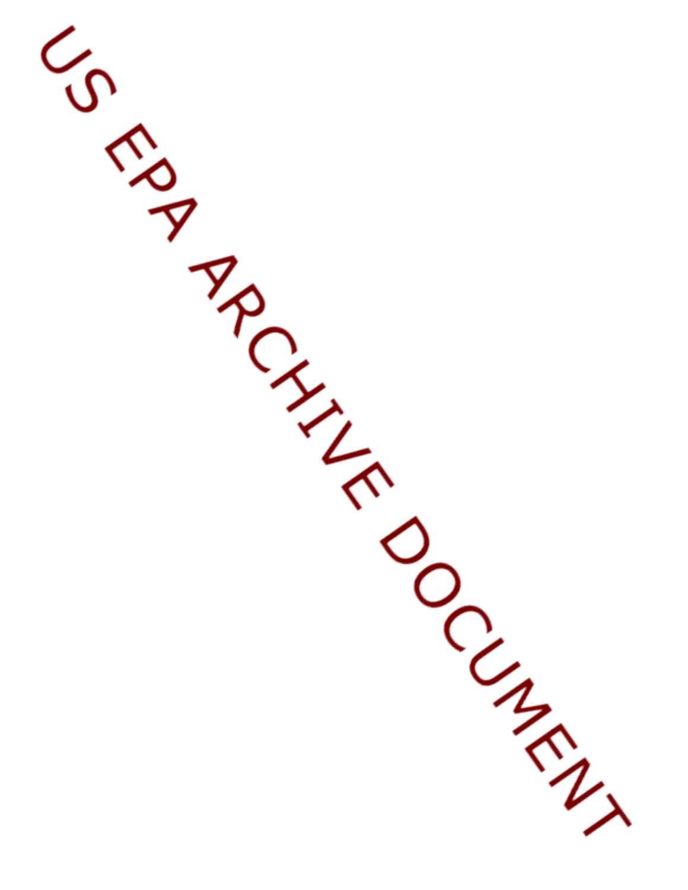US EPA ARCHIVE DOCUMENT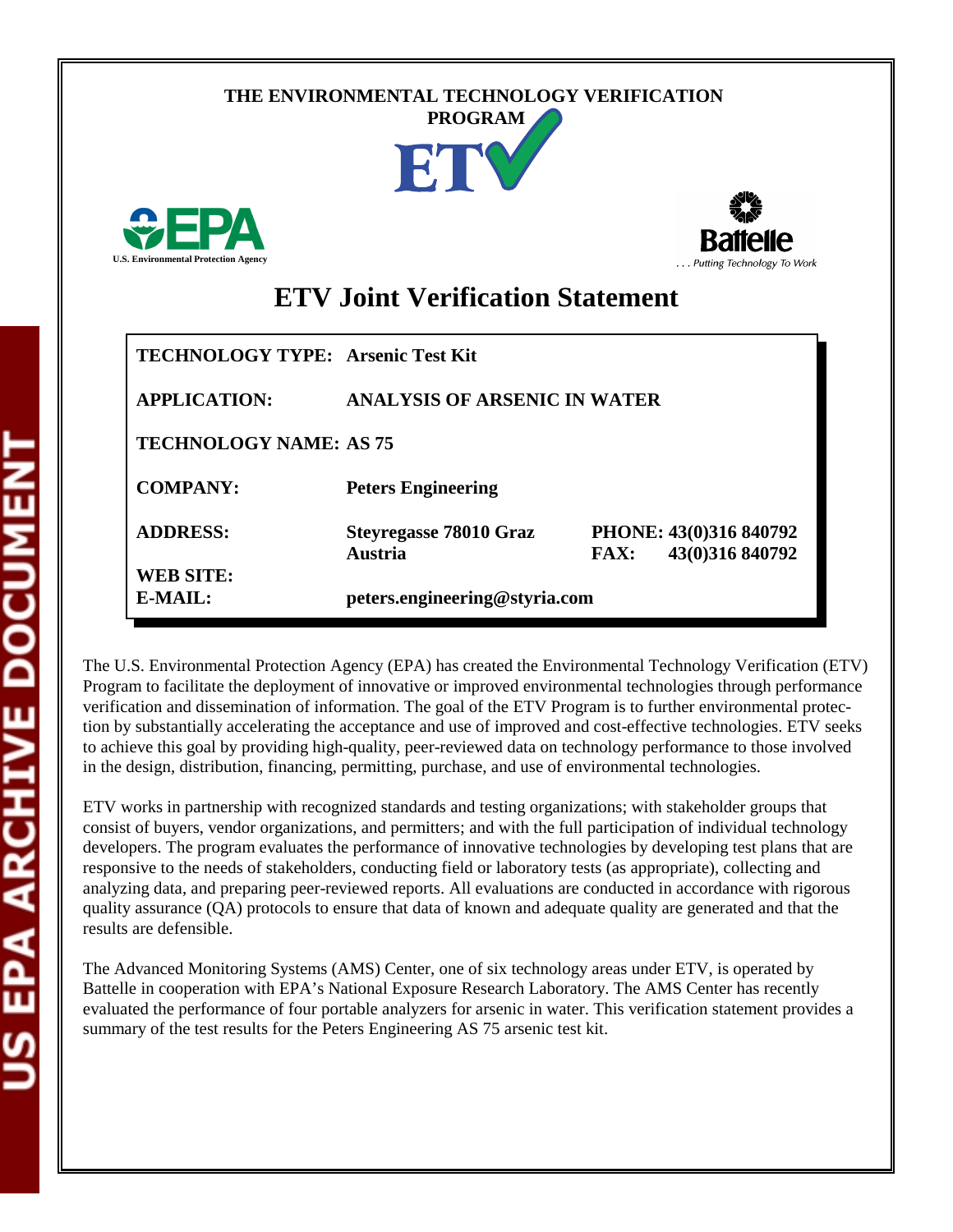THE ENVIRONMENTAL TECHNOLOGY VERIFICATION PROGRAM

ETV

U.S. Environmental Protection Agency

Battelle
. . . Putting Technology To Work

# ETV Joint Verification Statement

| | | |
|---|---|---|
| **TECHNOLOGY TYPE:** | **Arsenic Test Kit** | |
| **APPLICATION:** | **ANALYSIS OF ARSENIC IN WATER** | |
| **TECHNOLOGY NAME:** | **AS 75** | |
| **COMPANY:** | **Peters Engineering** | |
| **ADDRESS:** | **Steyregasse 78010 Graz Austria** | **PHONE: 43(0)316 840792** **FAX: 43(0)316 840792** |
| **WEB SITE:** | | |
| **E-MAIL:** | **peters.engineering@styria.com** | |

The U.S. Environmental Protection Agency (EPA) has created the Environmental Technology Verification (ETV) Program to facilitate the deployment of innovative or improved environmental technologies through performance verification and dissemination of information. The goal of the ETV Program is to further environmental protection by substantially accelerating the acceptance and use of improved and cost-effective technologies. ETV seeks to achieve this goal by providing high-quality, peer-reviewed data on technology performance to those involved in the design, distribution, financing, permitting, purchase, and use of environmental technologies.

ETV works in partnership with recognized standards and testing organizations; with stakeholder groups that consist of buyers, vendor organizations, and permitters; and with the full participation of individual technology developers. The program evaluates the performance of innovative technologies by developing test plans that are responsive to the needs of stakeholders, conducting field or laboratory tests (as appropriate), collecting and analyzing data, and preparing peer-reviewed reports. All evaluations are conducted in accordance with rigorous quality assurance (QA) protocols to ensure that data of known and adequate quality are generated and that the results are defensible.

The Advanced Monitoring Systems (AMS) Center, one of six technology areas under ETV, is operated by Battelle in cooperation with EPA's National Exposure Research Laboratory. The AMS Center has recently evaluated the performance of four portable analyzers for arsenic in water. This verification statement provides a summary of the test results for the Peters Engineering AS 75 arsenic test kit.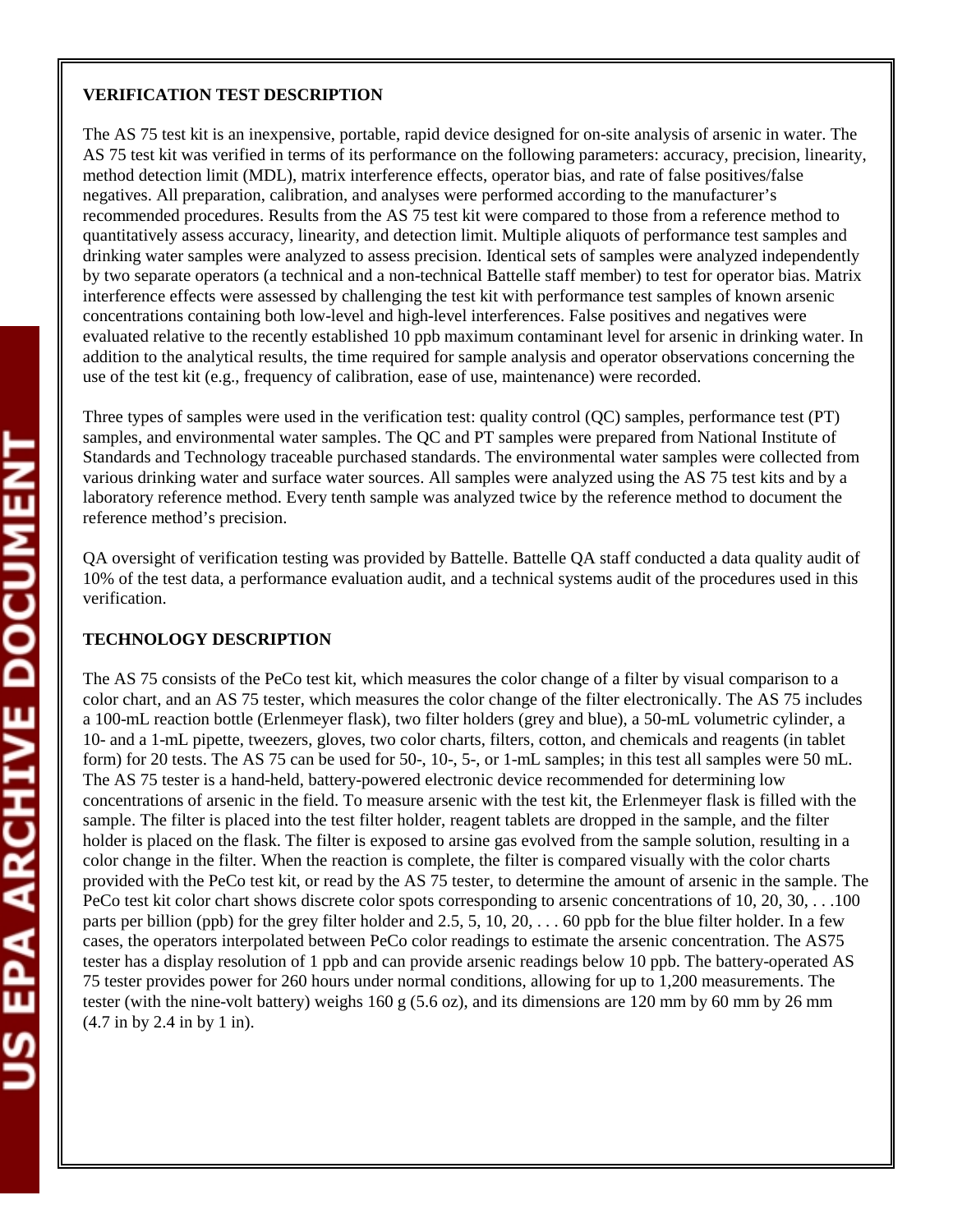**VERIFICATION TEST DESCRIPTION**

The AS 75 test kit is an inexpensive, portable, rapid device designed for on-site analysis of arsenic in water. The AS 75 test kit was verified in terms of its performance on the following parameters: accuracy, precision, linearity, method detection limit (MDL), matrix interference effects, operator bias, and rate of false positives/false negatives. All preparation, calibration, and analyses were performed according to the manufacturer's recommended procedures. Results from the AS 75 test kit were compared to those from a reference method to quantitatively assess accuracy, linearity, and detection limit. Multiple aliquots of performance test samples and drinking water samples were analyzed to assess precision. Identical sets of samples were analyzed independently by two separate operators (a technical and a non-technical Battelle staff member) to test for operator bias. Matrix interference effects were assessed by challenging the test kit with performance test samples of known arsenic concentrations containing both low-level and high-level interferences. False positives and negatives were evaluated relative to the recently established 10 ppb maximum contaminant level for arsenic in drinking water. In addition to the analytical results, the time required for sample analysis and operator observations concerning the use of the test kit (e.g., frequency of calibration, ease of use, maintenance) were recorded.

Three types of samples were used in the verification test: quality control (QC) samples, performance test (PT) samples, and environmental water samples. The QC and PT samples were prepared from National Institute of Standards and Technology traceable purchased standards. The environmental water samples were collected from various drinking water and surface water sources. All samples were analyzed using the AS 75 test kits and by a laboratory reference method. Every tenth sample was analyzed twice by the reference method to document the reference method's precision.

QA oversight of verification testing was provided by Battelle. Battelle QA staff conducted a data quality audit of 10% of the test data, a performance evaluation audit, and a technical systems audit of the procedures used in this verification.

**TECHNOLOGY DESCRIPTION**

The AS 75 consists of the PeCo test kit, which measures the color change of a filter by visual comparison to a color chart, and an AS 75 tester, which measures the color change of the filter electronically. The AS 75 includes a 100-mL reaction bottle (Erlenmeyer flask), two filter holders (grey and blue), a 50-mL volumetric cylinder, a 10- and a 1-mL pipette, tweezers, gloves, two color charts, filters, cotton, and chemicals and reagents (in tablet form) for 20 tests. The AS 75 can be used for 50-, 10-, 5-, or 1-mL samples; in this test all samples were 50 mL. The AS 75 tester is a hand-held, battery-powered electronic device recommended for determining low concentrations of arsenic in the field. To measure arsenic with the test kit, the Erlenmeyer flask is filled with the sample. The filter is placed into the test filter holder, reagent tablets are dropped in the sample, and the filter holder is placed on the flask. The filter is exposed to arsine gas evolved from the sample solution, resulting in a color change in the filter. When the reaction is complete, the filter is compared visually with the color charts provided with the PeCo test kit, or read by the AS 75 tester, to determine the amount of arsenic in the sample. The PeCo test kit color chart shows discrete color spots corresponding to arsenic concentrations of 10, 20, 30, . . .100 parts per billion (ppb) for the grey filter holder and 2.5, 5, 10, 20, . . . 60 ppb for the blue filter holder. In a few cases, the operators interpolated between PeCo color readings to estimate the arsenic concentration. The AS75 tester has a display resolution of 1 ppb and can provide arsenic readings below 10 ppb. The battery-operated AS 75 tester provides power for 260 hours under normal conditions, allowing for up to 1,200 measurements. The tester (with the nine-volt battery) weighs 160 g (5.6 oz), and its dimensions are 120 mm by 60 mm by 26 mm (4.7 in by 2.4 in by 1 in).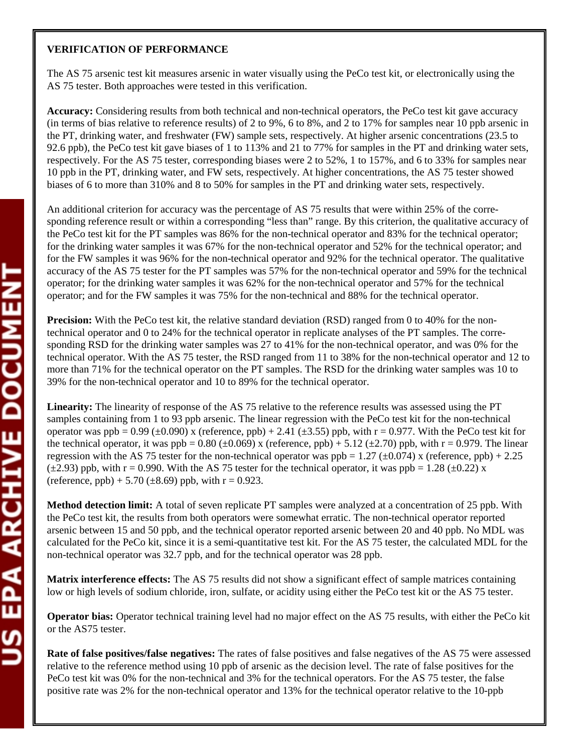**VERIFICATION OF PERFORMANCE**

The AS 75 arsenic test kit measures arsenic in water visually using the PeCo test kit, or electronically using the AS 75 tester. Both approaches were tested in this verification.

**Accuracy:** Considering results from both technical and non-technical operators, the PeCo test kit gave accuracy (in terms of bias relative to reference results) of 2 to 9%, 6 to 8%, and 2 to 17% for samples near 10 ppb arsenic in the PT, drinking water, and freshwater (FW) sample sets, respectively. At higher arsenic concentrations (23.5 to 92.6 ppb), the PeCo test kit gave biases of 1 to 113% and 21 to 77% for samples in the PT and drinking water sets, respectively. For the AS 75 tester, corresponding biases were 2 to 52%, 1 to 157%, and 6 to 33% for samples near 10 ppb in the PT, drinking water, and FW sets, respectively. At higher concentrations, the AS 75 tester showed biases of 6 to more than 310% and 8 to 50% for samples in the PT and drinking water sets, respectively.

An additional criterion for accuracy was the percentage of AS 75 results that were within 25% of the corresponding reference result or within a corresponding "less than" range. By this criterion, the qualitative accuracy of the PeCo test kit for the PT samples was 86% for the non-technical operator and 83% for the technical operator; for the drinking water samples it was 67% for the non-technical operator and 52% for the technical operator; and for the FW samples it was 96% for the non-technical operator and 92% for the technical operator. The qualitative accuracy of the AS 75 tester for the PT samples was 57% for the non-technical operator and 59% for the technical operator; for the drinking water samples it was 62% for the non-technical operator and 57% for the technical operator; and for the FW samples it was 75% for the non-technical and 88% for the technical operator.

**Precision:** With the PeCo test kit, the relative standard deviation (RSD) ranged from 0 to 40% for the non-technical operator and 0 to 24% for the technical operator in replicate analyses of the PT samples. The corresponding RSD for the drinking water samples was 27 to 41% for the non-technical operator, and was 0% for the technical operator. With the AS 75 tester, the RSD ranged from 11 to 38% for the non-technical operator and 12 to more than 71% for the technical operator on the PT samples. The RSD for the drinking water samples was 10 to 39% for the non-technical operator and 10 to 89% for the technical operator.

**Linearity:** The linearity of response of the AS 75 relative to the reference results was assessed using the PT samples containing from 1 to 93 ppb arsenic. The linear regression with the PeCo test kit for the non-technical operator was ppb = 0.99 (±0.090) x (reference, ppb) + 2.41 (±3.55) ppb, with $r = 0.977$. With the PeCo test kit for the technical operator, it was ppb = 0.80 (±0.069) x (reference, ppb) + 5.12 (±2.70) ppb, with $r = 0.979$. The linear regression with the AS 75 tester for the non-technical operator was ppb = 1.27 (±0.074) x (reference, ppb) + 2.25 (±2.93) ppb, with $r = 0.990$. With the AS 75 tester for the technical operator, it was ppb = 1.28 (±0.22) x (reference, ppb) + 5.70 (±8.69) ppb, with $r = 0.923$.

**Method detection limit:** A total of seven replicate PT samples were analyzed at a concentration of 25 ppb. With the PeCo test kit, the results from both operators were somewhat erratic. The non-technical operator reported arsenic between 15 and 50 ppb, and the technical operator reported arsenic between 20 and 40 ppb. No MDL was calculated for the PeCo kit, since it is a semi-quantitative test kit. For the AS 75 tester, the calculated MDL for the non-technical operator was 32.7 ppb, and for the technical operator was 28 ppb.

**Matrix interference effects:** The AS 75 results did not show a significant effect of sample matrices containing low or high levels of sodium chloride, iron, sulfate, or acidity using either the PeCo test kit or the AS 75 tester.

**Operator bias:** Operator technical training level had no major effect on the AS 75 results, with either the PeCo kit or the AS75 tester.

**Rate of false positives/false negatives:** The rates of false positives and false negatives of the AS 75 were assessed relative to the reference method using 10 ppb of arsenic as the decision level. The rate of false positives for the PeCo test kit was 0% for the non-technical and 3% for the technical operators. For the AS 75 tester, the false positive rate was 2% for the non-technical operator and 13% for the technical operator relative to the 10-ppb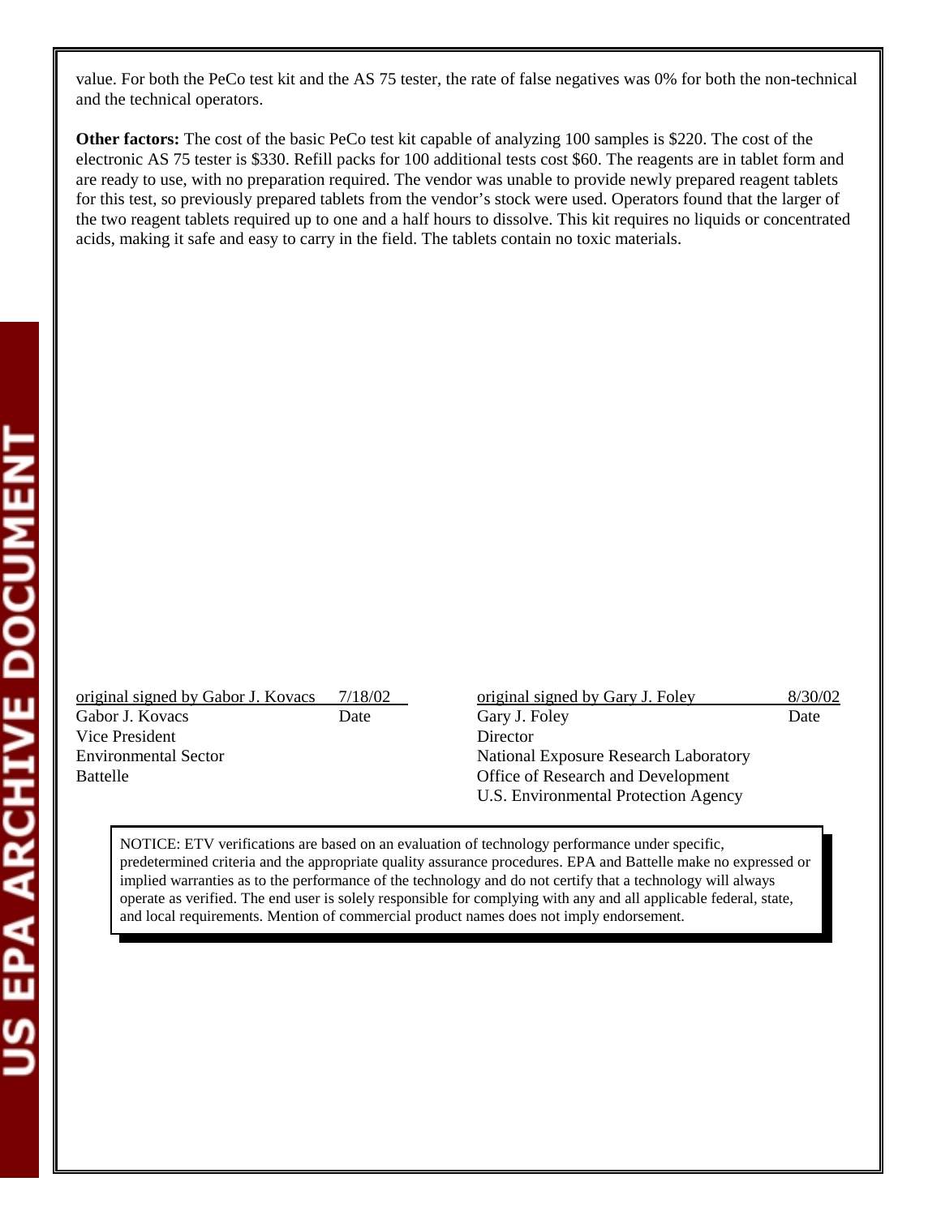value. For both the PeCo test kit and the AS 75 tester, the rate of false negatives was 0% for both the non-technical and the technical operators.

**Other factors:** The cost of the basic PeCo test kit capable of analyzing 100 samples is $220. The cost of the electronic AS 75 tester is $330. Refill packs for 100 additional tests cost $60. The reagents are in tablet form and are ready to use, with no preparation required. The vendor was unable to provide newly prepared reagent tablets for this test, so previously prepared tablets from the vendor's stock were used. Operators found that the larger of the two reagent tablets required up to one and a half hours to dissolve. This kit requires no liquids or concentrated acids, making it safe and easy to carry in the field. The tablets contain no toxic materials.

original signed by Gabor J. Kovacs 7/18/02
Gabor J. Kovacs Date
Vice President
Environmental Sector
Battelle

original signed by Gary J. Foley 8/30/02
Gary J. Foley Date
Director
National Exposure Research Laboratory
Office of Research and Development
U.S. Environmental Protection Agency

NOTICE: ETV verifications are based on an evaluation of technology performance under specific, predetermined criteria and the appropriate quality assurance procedures. EPA and Battelle make no expressed or implied warranties as to the performance of the technology and do not certify that a technology will always operate as verified. The end user is solely responsible for complying with any and all applicable federal, state, and local requirements. Mention of commercial product names does not imply endorsement.